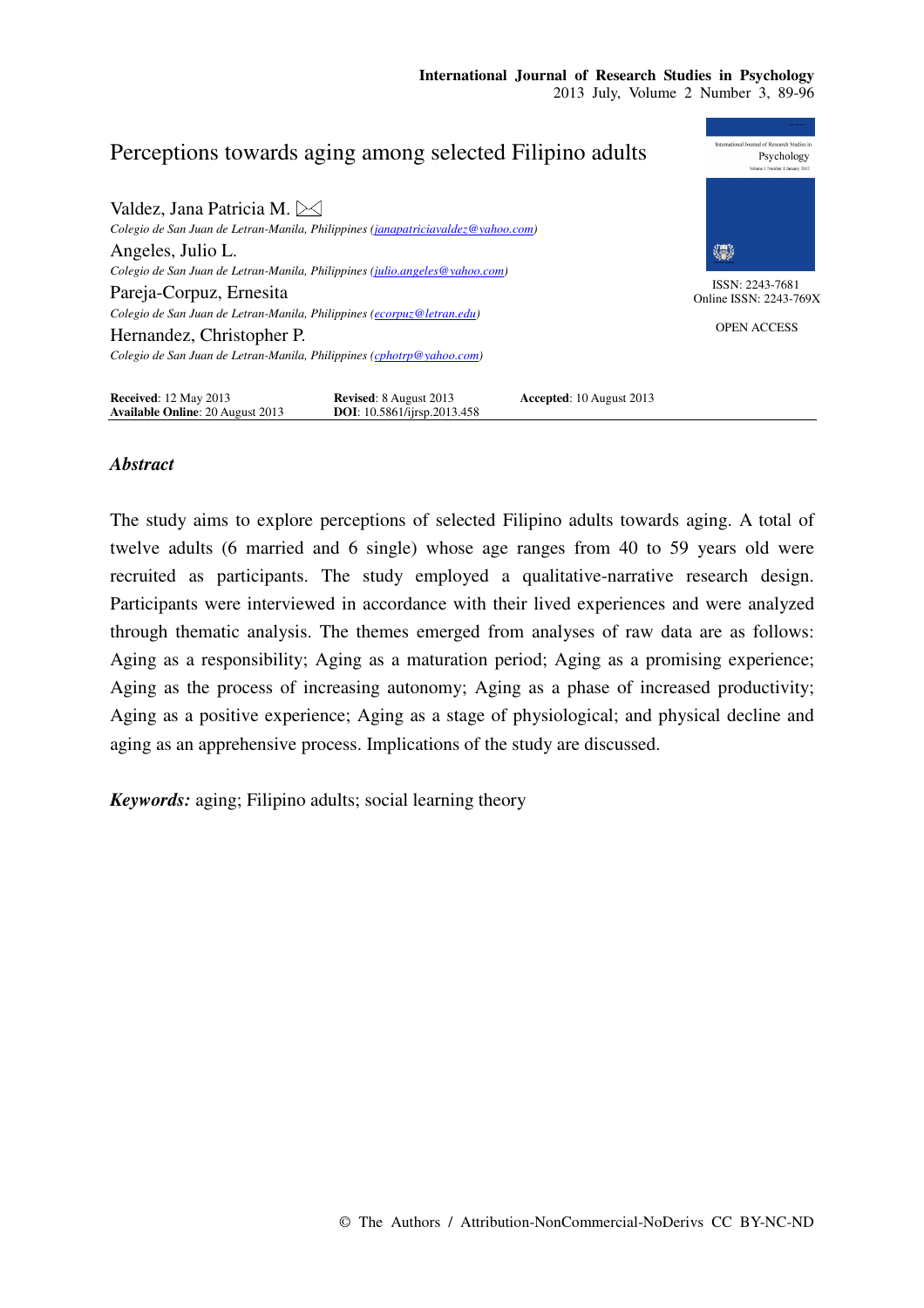# Perceptions towards aging among selected Filipino adults

Valdez, Jana Patricia M. ✉
*Colegio de San Juan de Letran-Manila, Philippines (janapatriciavaldez@yahoo.com)*

Angeles, Julio L.
*Colegio de San Juan de Letran-Manila, Philippines (julio.angeles@yahoo.com)*

Pareja-Corpuz, Ernesita
*Colegio de San Juan de Letran-Manila, Philippines (ecorpuz@letran.edu)*

Hernandez, Christopher P.
*Colegio de San Juan de Letran-Manila, Philippines (cphotrp@yahoo.com)*

ISSN: 2243-7681
Online ISSN: 2243-769X

OPEN ACCESS

**Received**: 12 May 2013 **Revised**: 8 August 2013 **Accepted**: 10 August 2013
**Available Online**: 20 August 2013 **DOI**: 10.5861/ijrsp.2013.458

## *Abstract*

The study aims to explore perceptions of selected Filipino adults towards aging. A total of twelve adults (6 married and 6 single) whose age ranges from 40 to 59 years old were recruited as participants. The study employed a qualitative-narrative research design. Participants were interviewed in accordance with their lived experiences and were analyzed through thematic analysis. The themes emerged from analyses of raw data are as follows: Aging as a responsibility; Aging as a maturation period; Aging as a promising experience; Aging as the process of increasing autonomy; Aging as a phase of increased productivity; Aging as a positive experience; Aging as a stage of physiological; and physical decline and aging as an apprehensive process. Implications of the study are discussed.

***Keywords:*** aging; Filipino adults; social learning theory

© The Authors / Attribution-NonCommercial-NoDerivs CC BY-NC-ND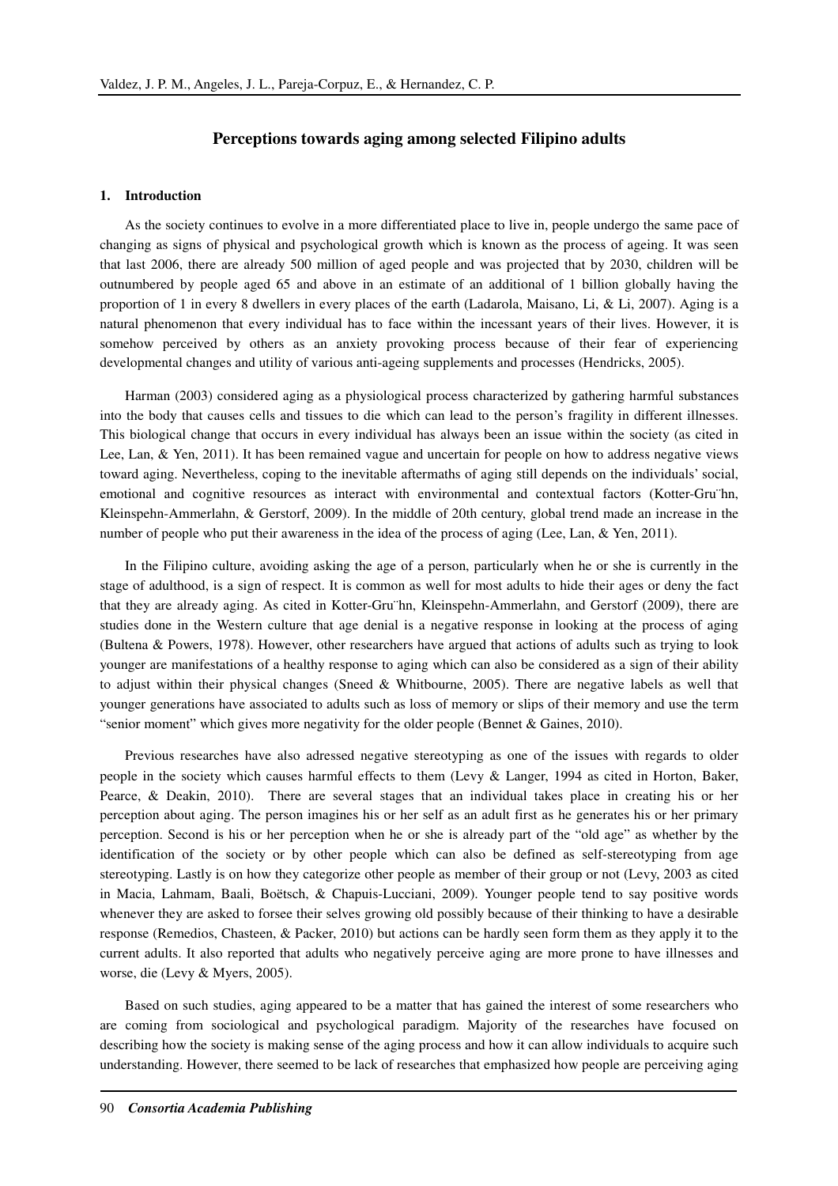## Perceptions towards aging among selected Filipino adults

### 1. Introduction

As the society continues to evolve in a more differentiated place to live in, people undergo the same pace of changing as signs of physical and psychological growth which is known as the process of ageing. It was seen that last 2006, there are already 500 million of aged people and was projected that by 2030, children will be outnumbered by people aged 65 and above in an estimate of an additional of 1 billion globally having the proportion of 1 in every 8 dwellers in every places of the earth (Ladarola, Maisano, Li, & Li, 2007). Aging is a natural phenomenon that every individual has to face within the incessant years of their lives. However, it is somehow perceived by others as an anxiety provoking process because of their fear of experiencing developmental changes and utility of various anti-ageing supplements and processes (Hendricks, 2005).

Harman (2003) considered aging as a physiological process characterized by gathering harmful substances into the body that causes cells and tissues to die which can lead to the person's fragility in different illnesses. This biological change that occurs in every individual has always been an issue within the society (as cited in Lee, Lan, & Yen, 2011). It has been remained vague and uncertain for people on how to address negative views toward aging. Nevertheless, coping to the inevitable aftermaths of aging still depends on the individuals' social, emotional and cognitive resources as interact with environmental and contextual factors (Kotter-Gru¨hn, Kleinspehn-Ammerlahn, & Gerstorf, 2009). In the middle of 20th century, global trend made an increase in the number of people who put their awareness in the idea of the process of aging (Lee, Lan, & Yen, 2011).

In the Filipino culture, avoiding asking the age of a person, particularly when he or she is currently in the stage of adulthood, is a sign of respect. It is common as well for most adults to hide their ages or deny the fact that they are already aging. As cited in Kotter-Gru¨hn, Kleinspehn-Ammerlahn, and Gerstorf (2009), there are studies done in the Western culture that age denial is a negative response in looking at the process of aging (Bultena & Powers, 1978). However, other researchers have argued that actions of adults such as trying to look younger are manifestations of a healthy response to aging which can also be considered as a sign of their ability to adjust within their physical changes (Sneed & Whitbourne, 2005). There are negative labels as well that younger generations have associated to adults such as loss of memory or slips of their memory and use the term "senior moment" which gives more negativity for the older people (Bennet & Gaines, 2010).

Previous researches have also adressed negative stereotyping as one of the issues with regards to older people in the society which causes harmful effects to them (Levy & Langer, 1994 as cited in Horton, Baker, Pearce, & Deakin, 2010). There are several stages that an individual takes place in creating his or her perception about aging. The person imagines his or her self as an adult first as he generates his or her primary perception. Second is his or her perception when he or she is already part of the "old age" as whether by the identification of the society or by other people which can also be defined as self-stereotyping from age stereotyping. Lastly is on how they categorize other people as member of their group or not (Levy, 2003 as cited in Macia, Lahmam, Baali, Boëtsch, & Chapuis-Lucciani, 2009). Younger people tend to say positive words whenever they are asked to forsee their selves growing old possibly because of their thinking to have a desirable response (Remedios, Chasteen, & Packer, 2010) but actions can be hardly seen form them as they apply it to the current adults. It also reported that adults who negatively perceive aging are more prone to have illnesses and worse, die (Levy & Myers, 2005).

Based on such studies, aging appeared to be a matter that has gained the interest of some researchers who are coming from sociological and psychological paradigm. Majority of the researches have focused on describing how the society is making sense of the aging process and how it can allow individuals to acquire such understanding. However, there seemed to be lack of researches that emphasized how people are perceiving aging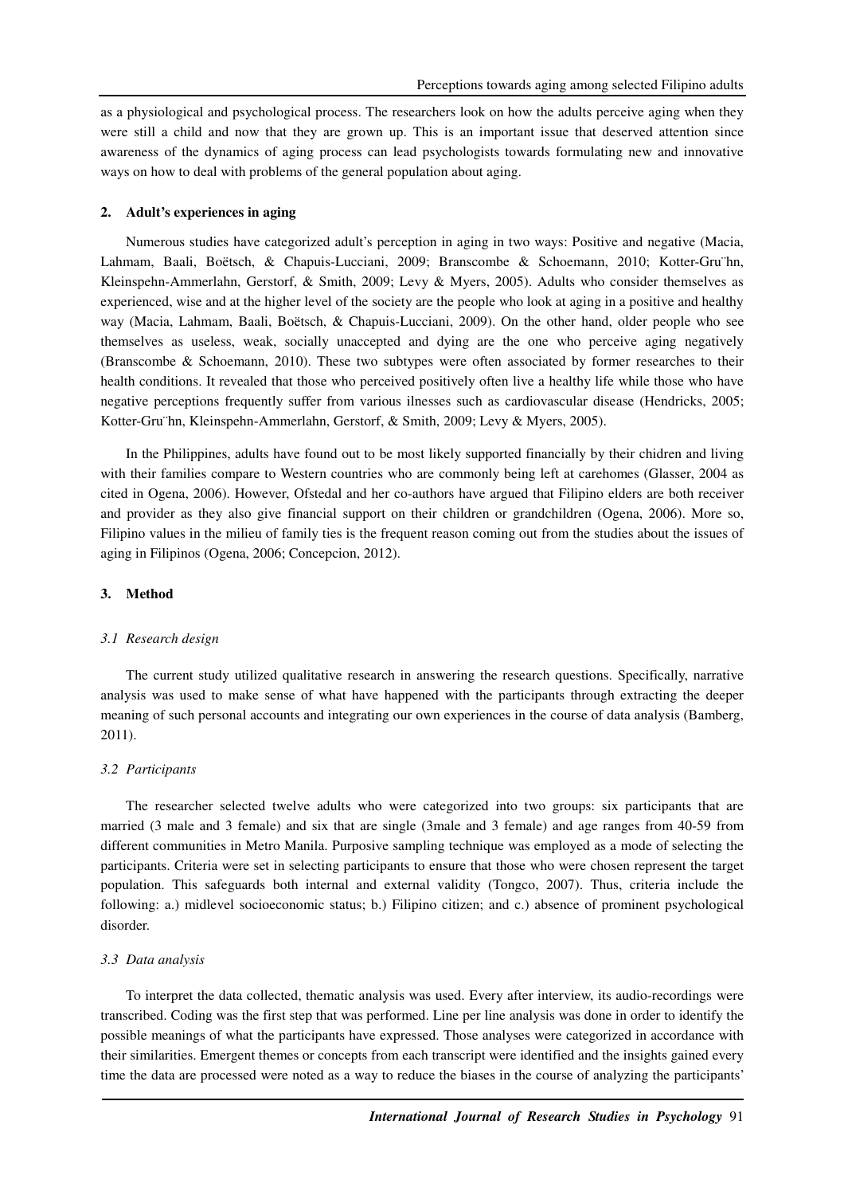as a physiological and psychological process. The researchers look on how the adults perceive aging when they were still a child and now that they are grown up. This is an important issue that deserved attention since awareness of the dynamics of aging process can lead psychologists towards formulating new and innovative ways on how to deal with problems of the general population about aging.

## 2. Adult's experiences in aging

Numerous studies have categorized adult's perception in aging in two ways: Positive and negative (Macia, Lahmam, Baali, Boëtsch, & Chapuis-Lucciani, 2009; Branscombe & Schoemann, 2010; Kotter-Gru¨hn, Kleinspehn-Ammerlahn, Gerstorf, & Smith, 2009; Levy & Myers, 2005). Adults who consider themselves as experienced, wise and at the higher level of the society are the people who look at aging in a positive and healthy way (Macia, Lahmam, Baali, Boëtsch, & Chapuis-Lucciani, 2009). On the other hand, older people who see themselves as useless, weak, socially unaccepted and dying are the one who perceive aging negatively (Branscombe & Schoemann, 2010). These two subtypes were often associated by former researches to their health conditions. It revealed that those who perceived positively often live a healthy life while those who have negative perceptions frequently suffer from various ilnesses such as cardiovascular disease (Hendricks, 2005; Kotter-Gru¨hn, Kleinspehn-Ammerlahn, Gerstorf, & Smith, 2009; Levy & Myers, 2005).

In the Philippines, adults have found out to be most likely supported financially by their chidren and living with their families compare to Western countries who are commonly being left at carehomes (Glasser, 2004 as cited in Ogena, 2006). However, Ofstedal and her co-authors have argued that Filipino elders are both receiver and provider as they also give financial support on their children or grandchildren (Ogena, 2006). More so, Filipino values in the milieu of family ties is the frequent reason coming out from the studies about the issues of aging in Filipinos (Ogena, 2006; Concepcion, 2012).

## 3. Method

### *3.1 Research design*

The current study utilized qualitative research in answering the research questions. Specifically, narrative analysis was used to make sense of what have happened with the participants through extracting the deeper meaning of such personal accounts and integrating our own experiences in the course of data analysis (Bamberg, 2011).

### *3.2 Participants*

The researcher selected twelve adults who were categorized into two groups: six participants that are married (3 male and 3 female) and six that are single (3male and 3 female) and age ranges from 40-59 from different communities in Metro Manila. Purposive sampling technique was employed as a mode of selecting the participants. Criteria were set in selecting participants to ensure that those who were chosen represent the target population. This safeguards both internal and external validity (Tongco, 2007). Thus, criteria include the following: a.) midlevel socioeconomic status; b.) Filipino citizen; and c.) absence of prominent psychological disorder.

### *3.3 Data analysis*

To interpret the data collected, thematic analysis was used. Every after interview, its audio-recordings were transcribed. Coding was the first step that was performed. Line per line analysis was done in order to identify the possible meanings of what the participants have expressed. Those analyses were categorized in accordance with their similarities. Emergent themes or concepts from each transcript were identified and the insights gained every time the data are processed were noted as a way to reduce the biases in the course of analyzing the participants'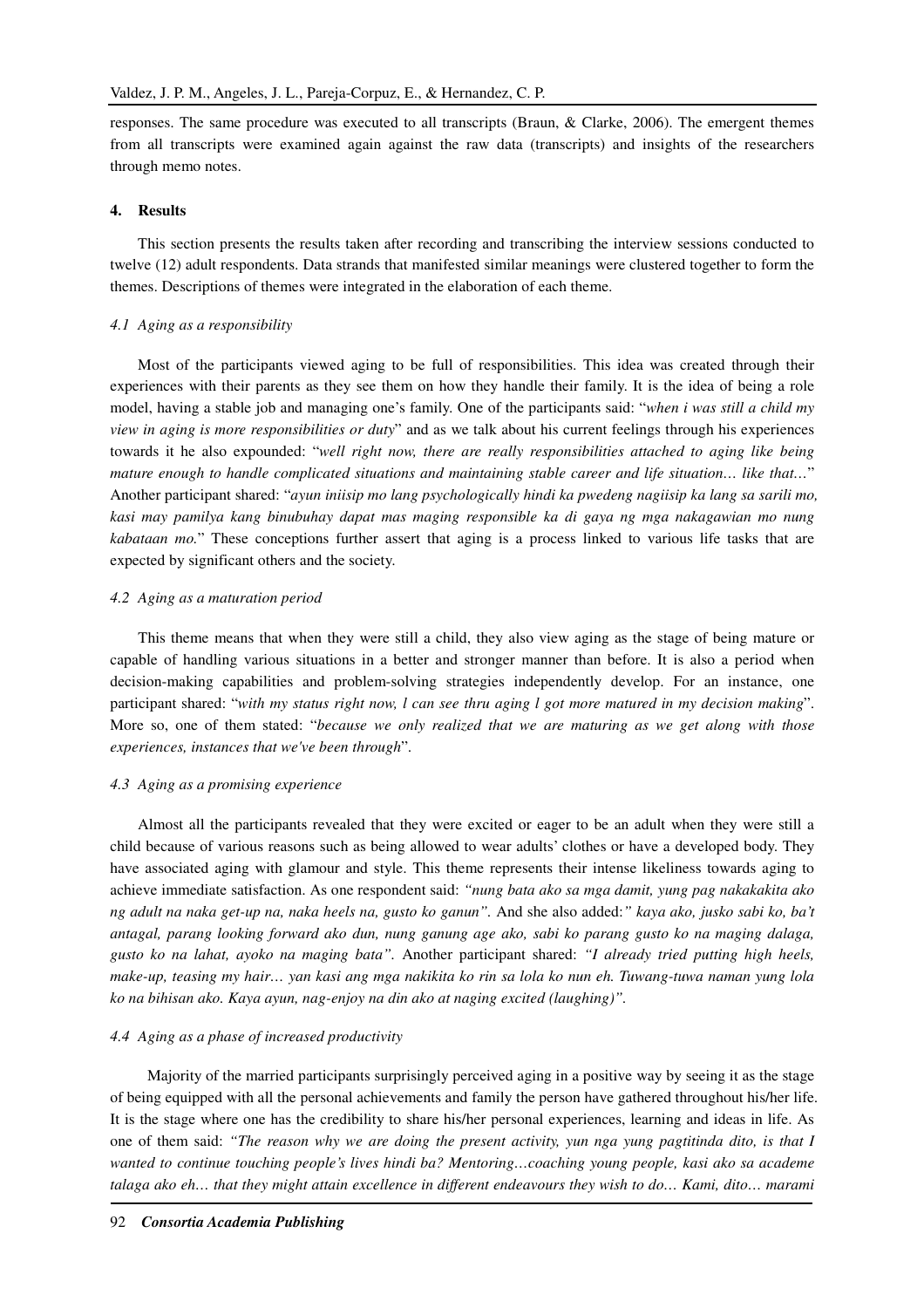responses. The same procedure was executed to all transcripts (Braun, & Clarke, 2006). The emergent themes from all transcripts were examined again against the raw data (transcripts) and insights of the researchers through memo notes.

## 4. Results

This section presents the results taken after recording and transcribing the interview sessions conducted to twelve (12) adult respondents. Data strands that manifested similar meanings were clustered together to form the themes. Descriptions of themes were integrated in the elaboration of each theme.

### *4.1 Aging as a responsibility*

Most of the participants viewed aging to be full of responsibilities. This idea was created through their experiences with their parents as they see them on how they handle their family. It is the idea of being a role model, having a stable job and managing one's family. One of the participants said: "*when i was still a child my view in aging is more responsibilities or duty*" and as we talk about his current feelings through his experiences towards it he also expounded: "*well right now, there are really responsibilities attached to aging like being mature enough to handle complicated situations and maintaining stable career and life situation… like that…*" Another participant shared: "*ayun iniisip mo lang psychologically hindi ka pwedeng nagiisip ka lang sa sarili mo, kasi may pamilya kang binubuhay dapat mas maging responsible ka di gaya ng mga nakagawian mo nung kabataan mo.*" These conceptions further assert that aging is a process linked to various life tasks that are expected by significant others and the society.

### *4.2 Aging as a maturation period*

This theme means that when they were still a child, they also view aging as the stage of being mature or capable of handling various situations in a better and stronger manner than before. It is also a period when decision-making capabilities and problem-solving strategies independently develop. For an instance, one participant shared: "*with my status right now, l can see thru aging l got more matured in my decision making*". More so, one of them stated: "*because we only realized that we are maturing as we get along with those experiences, instances that we've been through*".

### *4.3 Aging as a promising experience*

Almost all the participants revealed that they were excited or eager to be an adult when they were still a child because of various reasons such as being allowed to wear adults' clothes or have a developed body. They have associated aging with glamour and style. This theme represents their intense likeliness towards aging to achieve immediate satisfaction. As one respondent said: *"nung bata ako sa mga damit, yung pag nakakakita ako ng adult na naka get-up na, naka heels na, gusto ko ganun"*. And she also added:*" kaya ako, jusko sabi ko, ba't antagal, parang looking forward ako dun, nung ganung age ako, sabi ko parang gusto ko na maging dalaga, gusto ko na lahat, ayoko na maging bata"*. Another participant shared: *"I already tried putting high heels, make-up, teasing my hair… yan kasi ang mga nakikita ko rin sa lola ko nun eh. Tuwang-tuwa naman yung lola ko na bihisan ako. Kaya ayun, nag-enjoy na din ako at naging excited (laughing)"*.

### *4.4 Aging as a phase of increased productivity*

Majority of the married participants surprisingly perceived aging in a positive way by seeing it as the stage of being equipped with all the personal achievements and family the person have gathered throughout his/her life. It is the stage where one has the credibility to share his/her personal experiences, learning and ideas in life. As one of them said: *"The reason why we are doing the present activity, yun nga yung pagtitinda dito, is that I wanted to continue touching people's lives hindi ba? Mentoring…coaching young people, kasi ako sa academe talaga ako eh… that they might attain excellence in different endeavours they wish to do… Kami, dito… marami*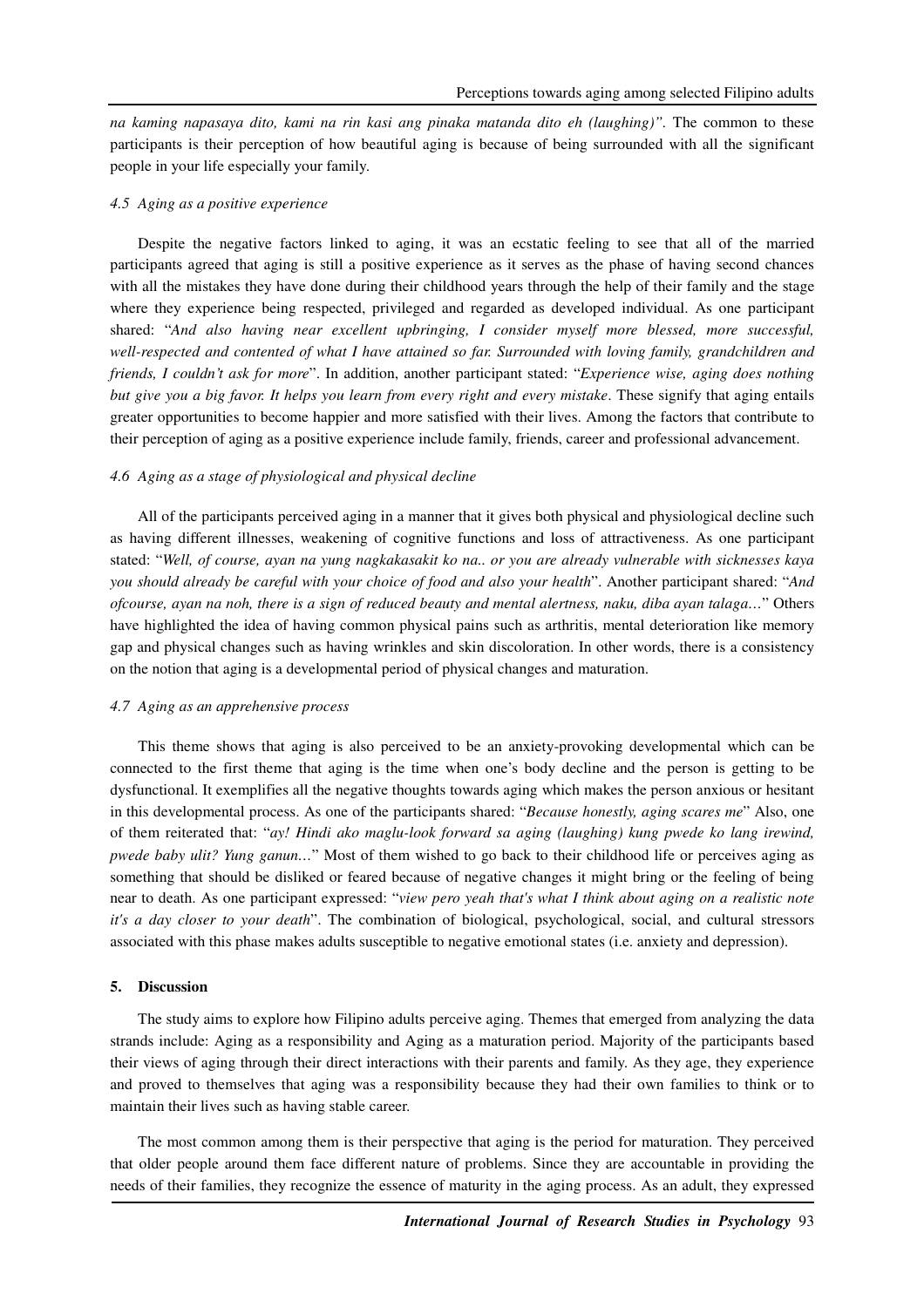*na kaming napasaya dito, kami na rin kasi ang pinaka matanda dito eh (laughing)".* The common to these participants is their perception of how beautiful aging is because of being surrounded with all the significant people in your life especially your family.

### *4.5 Aging as a positive experience*

Despite the negative factors linked to aging, it was an ecstatic feeling to see that all of the married participants agreed that aging is still a positive experience as it serves as the phase of having second chances with all the mistakes they have done during their childhood years through the help of their family and the stage where they experience being respected, privileged and regarded as developed individual. As one participant shared: "*And also having near excellent upbringing, I consider myself more blessed, more successful, well-respected and contented of what I have attained so far. Surrounded with loving family, grandchildren and friends, I couldn't ask for more*". In addition, another participant stated: "*Experience wise, aging does nothing but give you a big favor. It helps you learn from every right and every mistake*. These signify that aging entails greater opportunities to become happier and more satisfied with their lives. Among the factors that contribute to their perception of aging as a positive experience include family, friends, career and professional advancement.

### *4.6 Aging as a stage of physiological and physical decline*

All of the participants perceived aging in a manner that it gives both physical and physiological decline such as having different illnesses, weakening of cognitive functions and loss of attractiveness. As one participant stated: "*Well, of course, ayan na yung nagkakasakit ko na.. or you are already vulnerable with sicknesses kaya you should already be careful with your choice of food and also your health*". Another participant shared: "*And ofcourse, ayan na noh, there is a sign of reduced beauty and mental alertness, naku, diba ayan talaga…*" Others have highlighted the idea of having common physical pains such as arthritis, mental deterioration like memory gap and physical changes such as having wrinkles and skin discoloration. In other words, there is a consistency on the notion that aging is a developmental period of physical changes and maturation.

### *4.7 Aging as an apprehensive process*

This theme shows that aging is also perceived to be an anxiety-provoking developmental which can be connected to the first theme that aging is the time when one's body decline and the person is getting to be dysfunctional. It exemplifies all the negative thoughts towards aging which makes the person anxious or hesitant in this developmental process. As one of the participants shared: "*Because honestly, aging scares me*" Also, one of them reiterated that: "*ay! Hindi ako maglu-look forward sa aging (laughing) kung pwede ko lang irewind, pwede baby ulit? Yung ganun…*" Most of them wished to go back to their childhood life or perceives aging as something that should be disliked or feared because of negative changes it might bring or the feeling of being near to death. As one participant expressed: "*view pero yeah that's what I think about aging on a realistic note it's a day closer to your death*". The combination of biological, psychological, social, and cultural stressors associated with this phase makes adults susceptible to negative emotional states (i.e. anxiety and depression).

## 5. Discussion

The study aims to explore how Filipino adults perceive aging. Themes that emerged from analyzing the data strands include: Aging as a responsibility and Aging as a maturation period. Majority of the participants based their views of aging through their direct interactions with their parents and family. As they age, they experience and proved to themselves that aging was a responsibility because they had their own families to think or to maintain their lives such as having stable career.

The most common among them is their perspective that aging is the period for maturation. They perceived that older people around them face different nature of problems. Since they are accountable in providing the needs of their families, they recognize the essence of maturity in the aging process. As an adult, they expressed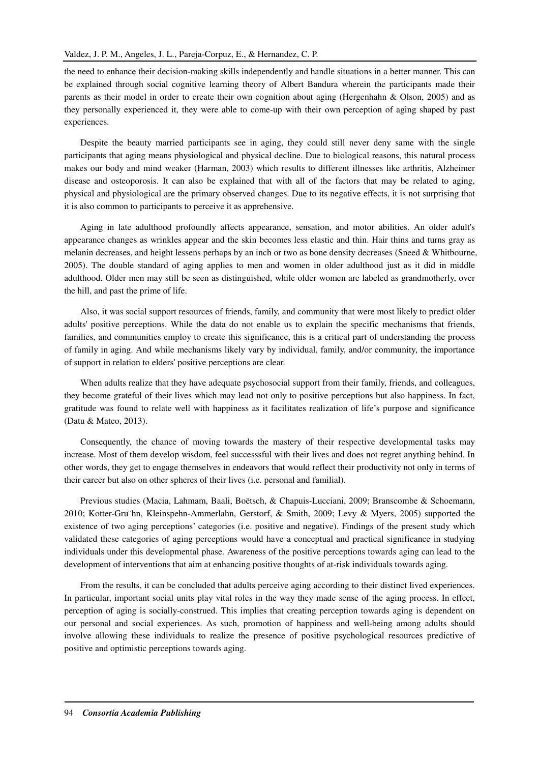the need to enhance their decision-making skills independently and handle situations in a better manner. This can be explained through social cognitive learning theory of Albert Bandura wherein the participants made their parents as their model in order to create their own cognition about aging (Hergenhahn & Olson, 2005) and as they personally experienced it, they were able to come-up with their own perception of aging shaped by past experiences.

Despite the beauty married participants see in aging, they could still never deny same with the single participants that aging means physiological and physical decline. Due to biological reasons, this natural process makes our body and mind weaker (Harman, 2003) which results to different illnesses like arthritis, Alzheimer disease and osteoporosis. It can also be explained that with all of the factors that may be related to aging, physical and physiological are the primary observed changes. Due to its negative effects, it is not surprising that it is also common to participants to perceive it as apprehensive.

Aging in late adulthood profoundly affects appearance, sensation, and motor abilities. An older adult's appearance changes as wrinkles appear and the skin becomes less elastic and thin. Hair thins and turns gray as melanin decreases, and height lessens perhaps by an inch or two as bone density decreases (Sneed & Whitbourne, 2005). The double standard of aging applies to men and women in older adulthood just as it did in middle adulthood. Older men may still be seen as distinguished, while older women are labeled as grandmotherly, over the hill, and past the prime of life.

Also, it was social support resources of friends, family, and community that were most likely to predict older adults' positive perceptions. While the data do not enable us to explain the specific mechanisms that friends, families, and communities employ to create this significance, this is a critical part of understanding the process of family in aging. And while mechanisms likely vary by individual, family, and/or community, the importance of support in relation to elders' positive perceptions are clear.

When adults realize that they have adequate psychosocial support from their family, friends, and colleagues, they become grateful of their lives which may lead not only to positive perceptions but also happiness. In fact, gratitude was found to relate well with happiness as it facilitates realization of life's purpose and significance (Datu & Mateo, 2013).

Consequently, the chance of moving towards the mastery of their respective developmental tasks may increase. Most of them develop wisdom, feel successsful with their lives and does not regret anything behind. In other words, they get to engage themselves in endeavors that would reflect their productivity not only in terms of their career but also on other spheres of their lives (i.e. personal and familial).

Previous studies (Macia, Lahmam, Baali, Boëtsch, & Chapuis-Lucciani, 2009; Branscombe & Schoemann, 2010; Kotter-Gru¨hn, Kleinspehn-Ammerlahn, Gerstorf, & Smith, 2009; Levy & Myers, 2005) supported the existence of two aging perceptions' categories (i.e. positive and negative). Findings of the present study which validated these categories of aging perceptions would have a conceptual and practical significance in studying individuals under this developmental phase. Awareness of the positive perceptions towards aging can lead to the development of interventions that aim at enhancing positive thoughts of at-risk individuals towards aging.

From the results, it can be concluded that adults perceive aging according to their distinct lived experiences. In particular, important social units play vital roles in the way they made sense of the aging process. In effect, perception of aging is socially-construed. This implies that creating perception towards aging is dependent on our personal and social experiences. As such, promotion of happiness and well-being among adults should involve allowing these individuals to realize the presence of positive psychological resources predictive of positive and optimistic perceptions towards aging.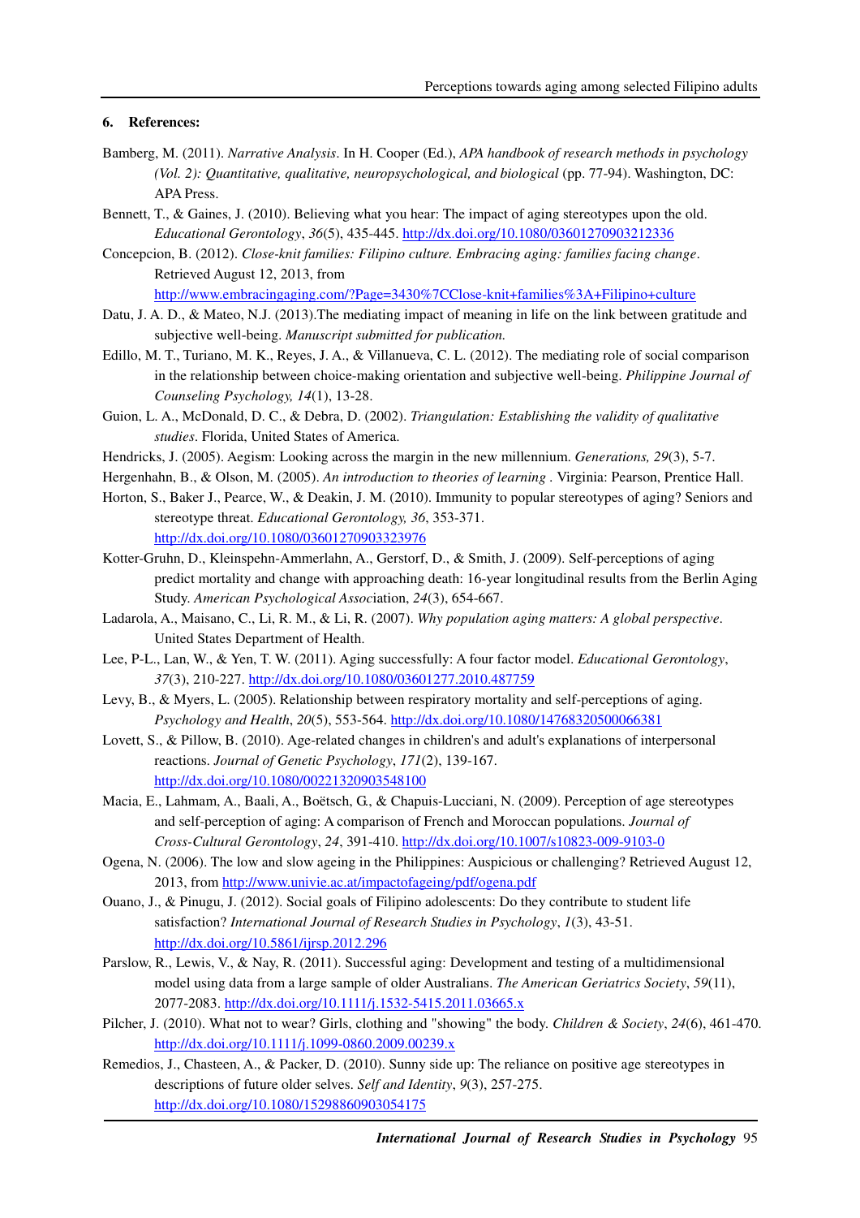## 6. References:

Bamberg, M. (2011). *Narrative Analysis*. In H. Cooper (Ed.), *APA handbook of research methods in psychology (Vol. 2): Quantitative, qualitative, neuropsychological, and biological* (pp. 77-94). Washington, DC: APA Press.

Bennett, T., & Gaines, J. (2010). Believing what you hear: The impact of aging stereotypes upon the old. *Educational Gerontology*, *36*(5), 435-445. http://dx.doi.org/10.1080/03601270903212336

Concepcion, B. (2012). *Close-knit families: Filipino culture. Embracing aging: families facing change*. Retrieved August 12, 2013, from http://www.embracingaging.com/?Page=3430%7CClose-knit+families%3A+Filipino+culture

Datu, J. A. D., & Mateo, N.J. (2013).The mediating impact of meaning in life on the link between gratitude and subjective well-being. *Manuscript submitted for publication.*

Edillo, M. T., Turiano, M. K., Reyes, J. A., & Villanueva, C. L. (2012). The mediating role of social comparison in the relationship between choice-making orientation and subjective well-being. *Philippine Journal of Counseling Psychology, 14*(1), 13-28.

Guion, L. A., McDonald, D. C., & Debra, D. (2002). *Triangulation: Establishing the validity of qualitative studies*. Florida, United States of America.

Hendricks, J. (2005). Aegism: Looking across the margin in the new millennium. *Generations, 29*(3), 5-7.

Hergenhahn, B., & Olson, M. (2005). *An introduction to theories of learning* . Virginia: Pearson, Prentice Hall.

Horton, S., Baker J., Pearce, W., & Deakin, J. M. (2010). Immunity to popular stereotypes of aging? Seniors and stereotype threat. *Educational Gerontology, 36*, 353-371. http://dx.doi.org/10.1080/03601270903323976

Kotter-Gruhn, D., Kleinspehn-Ammerlahn, A., Gerstorf, D., & Smith, J. (2009). Self-perceptions of aging predict mortality and change with approaching death: 16-year longitudinal results from the Berlin Aging Study. *American Psychological Asso*ciation, *24*(3), 654-667.

Ladarola, A., Maisano, C., Li, R. M., & Li, R. (2007). *Why population aging matters: A global perspective*. United States Department of Health.

Lee, P-L., Lan, W., & Yen, T. W. (2011). Aging successfully: A four factor model. *Educational Gerontology*, *37*(3), 210-227. http://dx.doi.org/10.1080/03601277.2010.487759

Levy, B., & Myers, L. (2005). Relationship between respiratory mortality and self-perceptions of aging. *Psychology and Health*, *20*(5), 553-564. http://dx.doi.org/10.1080/14768320500066381

Lovett, S., & Pillow, B. (2010). Age-related changes in children's and adult's explanations of interpersonal reactions. *Journal of Genetic Psychology*, *171*(2), 139-167. http://dx.doi.org/10.1080/00221320903548100

Macia, E., Lahmam, A., Baali, A., Boëtsch, G., & Chapuis-Lucciani, N. (2009). Perception of age stereotypes and self-perception of aging: A comparison of French and Moroccan populations. *Journal of Cross-Cultural Gerontology*, *24*, 391-410. http://dx.doi.org/10.1007/s10823-009-9103-0

Ogena, N. (2006). The low and slow ageing in the Philippines: Auspicious or challenging? Retrieved August 12, 2013, from http://www.univie.ac.at/impactofageing/pdf/ogena.pdf

Ouano, J., & Pinugu, J. (2012). Social goals of Filipino adolescents: Do they contribute to student life satisfaction? *International Journal of Research Studies in Psychology*, *1*(3), 43-51. http://dx.doi.org/10.5861/ijrsp.2012.296

Parslow, R., Lewis, V., & Nay, R. (2011). Successful aging: Development and testing of a multidimensional model using data from a large sample of older Australians. *The American Geriatrics Society*, *59*(11), 2077-2083. http://dx.doi.org/10.1111/j.1532-5415.2011.03665.x

Pilcher, J. (2010). What not to wear? Girls, clothing and "showing" the body. *Children & Society*, *24*(6), 461-470. http://dx.doi.org/10.1111/j.1099-0860.2009.00239.x

Remedios, J., Chasteen, A., & Packer, D. (2010). Sunny side up: The reliance on positive age stereotypes in descriptions of future older selves. *Self and Identity*, *9*(3), 257-275. http://dx.doi.org/10.1080/15298860903054175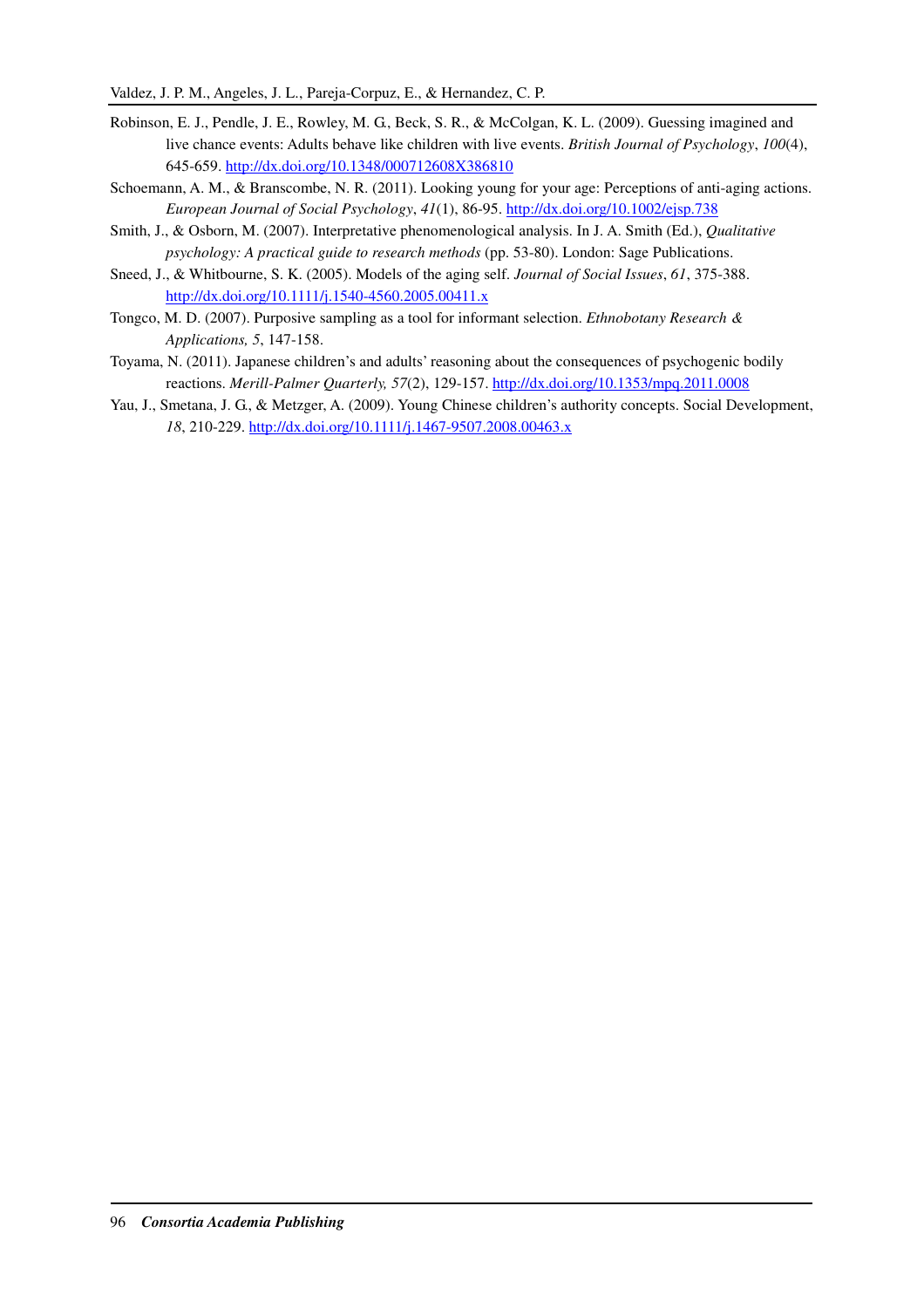Robinson, E. J., Pendle, J. E., Rowley, M. G., Beck, S. R., & McColgan, K. L. (2009). Guessing imagined and live chance events: Adults behave like children with live events. *British Journal of Psychology*, *100*(4), 645-659. http://dx.doi.org/10.1348/000712608X386810

Schoemann, A. M., & Branscombe, N. R. (2011). Looking young for your age: Perceptions of anti-aging actions. *European Journal of Social Psychology*, *41*(1), 86-95. http://dx.doi.org/10.1002/ejsp.738

Smith, J., & Osborn, M. (2007). Interpretative phenomenological analysis. In J. A. Smith (Ed.), *Qualitative psychology: A practical guide to research methods* (pp. 53-80). London: Sage Publications.

Sneed, J., & Whitbourne, S. K. (2005). Models of the aging self. *Journal of Social Issues*, *61*, 375-388. http://dx.doi.org/10.1111/j.1540-4560.2005.00411.x

Tongco, M. D. (2007). Purposive sampling as a tool for informant selection. *Ethnobotany Research & Applications, 5*, 147-158.

Toyama, N. (2011). Japanese children's and adults' reasoning about the consequences of psychogenic bodily reactions. *Merill-Palmer Quarterly, 57*(2), 129-157. http://dx.doi.org/10.1353/mpq.2011.0008

Yau, J., Smetana, J. G., & Metzger, A. (2009). Young Chinese children's authority concepts. Social Development, *18*, 210-229. http://dx.doi.org/10.1111/j.1467-9507.2008.00463.x